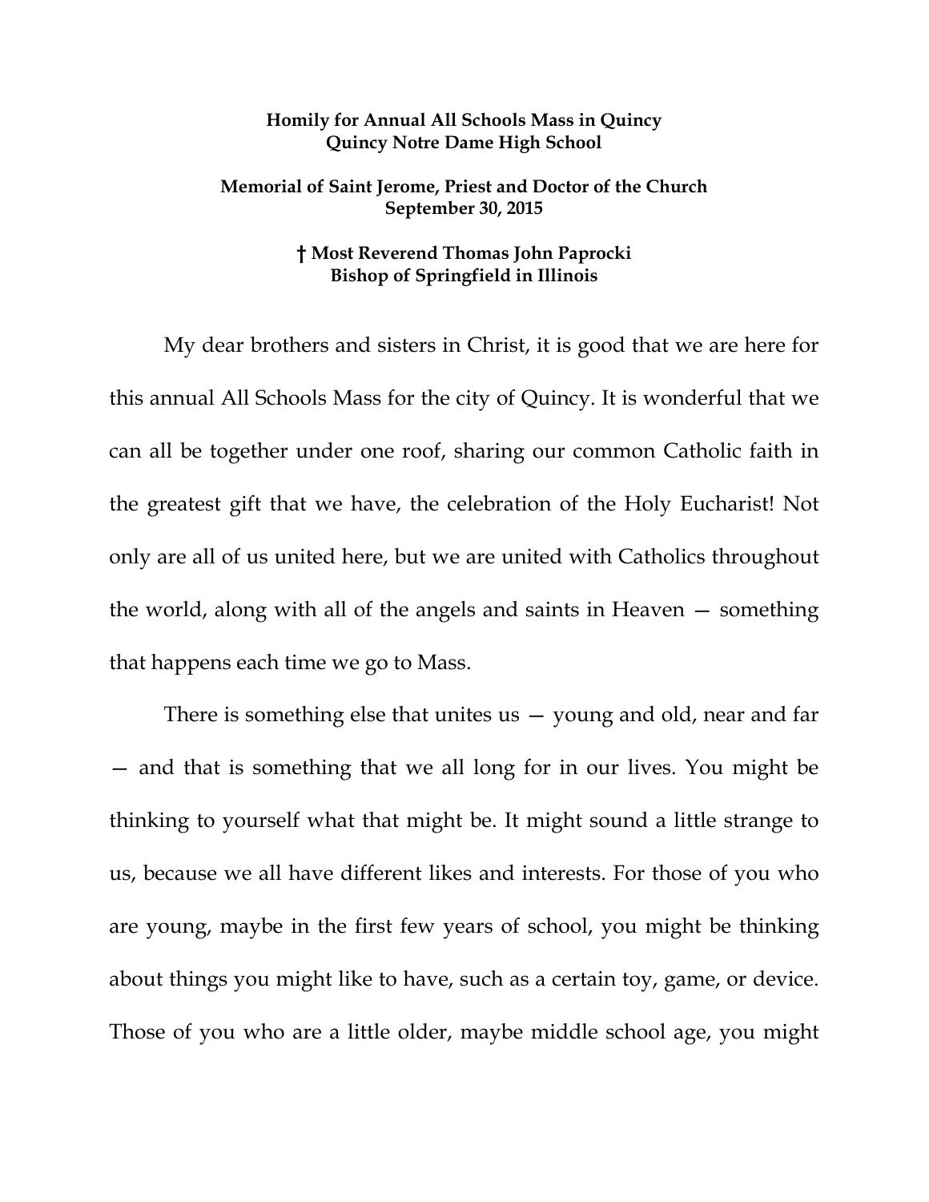**Homily for Annual All Schools Mass in Quincy**
**Quincy Notre Dame High School**

**Memorial of Saint Jerome, Priest and Doctor of the Church**
**September 30, 2015**

**† Most Reverend Thomas John Paprocki**
**Bishop of Springfield in Illinois**

My dear brothers and sisters in Christ, it is good that we are here for this annual All Schools Mass for the city of Quincy. It is wonderful that we can all be together under one roof, sharing our common Catholic faith in the greatest gift that we have, the celebration of the Holy Eucharist! Not only are all of us united here, but we are united with Catholics throughout the world, along with all of the angels and saints in Heaven — something that happens each time we go to Mass.

There is something else that unites us — young and old, near and far — and that is something that we all long for in our lives. You might be thinking to yourself what that might be. It might sound a little strange to us, because we all have different likes and interests. For those of you who are young, maybe in the first few years of school, you might be thinking about things you might like to have, such as a certain toy, game, or device. Those of you who are a little older, maybe middle school age, you might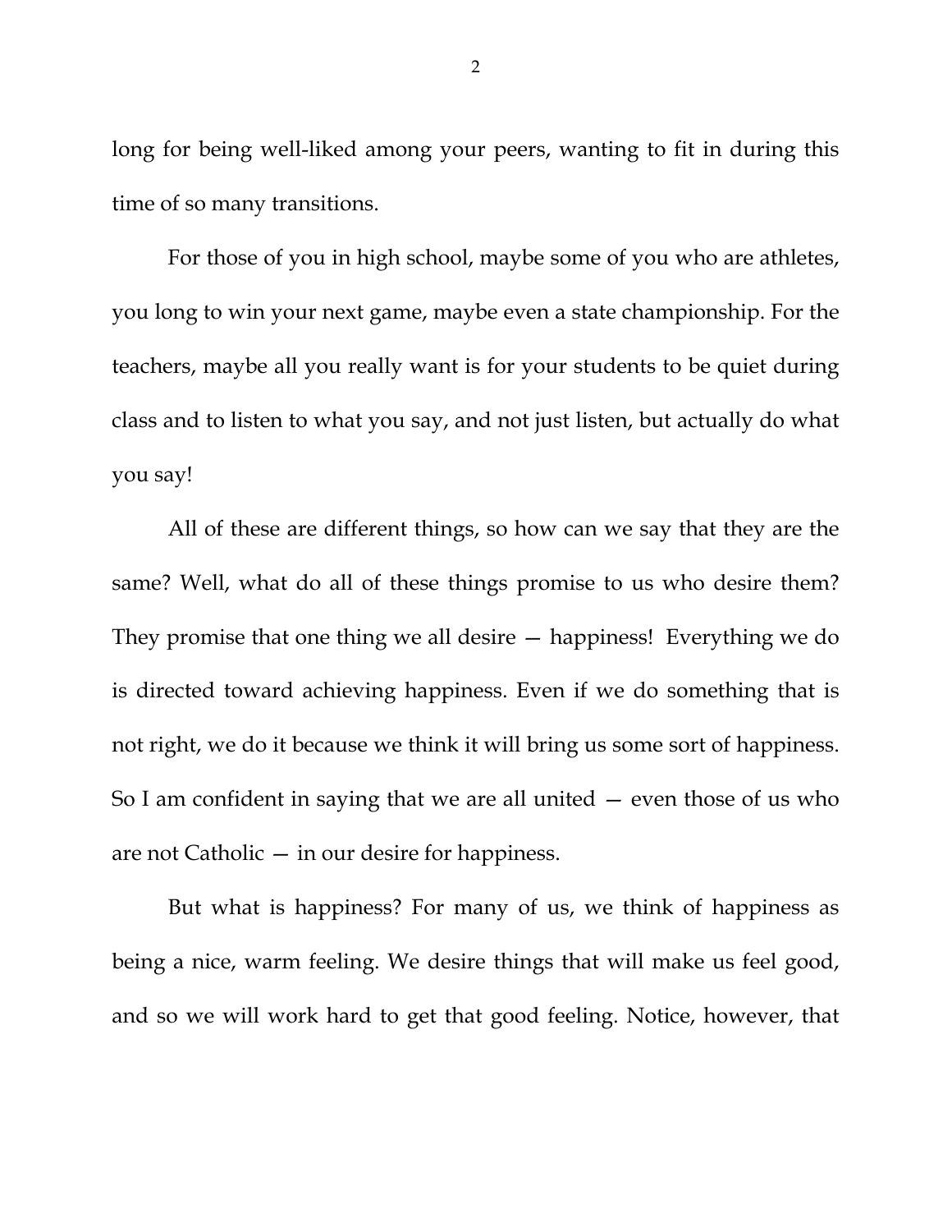long for being well-liked among your peers, wanting to fit in during this time of so many transitions.

For those of you in high school, maybe some of you who are athletes, you long to win your next game, maybe even a state championship. For the teachers, maybe all you really want is for your students to be quiet during class and to listen to what you say, and not just listen, but actually do what you say!

All of these are different things, so how can we say that they are the same? Well, what do all of these things promise to us who desire them? They promise that one thing we all desire — happiness! Everything we do is directed toward achieving happiness. Even if we do something that is not right, we do it because we think it will bring us some sort of happiness. So I am confident in saying that we are all united — even those of us who are not Catholic — in our desire for happiness.

But what is happiness? For many of us, we think of happiness as being a nice, warm feeling. We desire things that will make us feel good, and so we will work hard to get that good feeling. Notice, however, that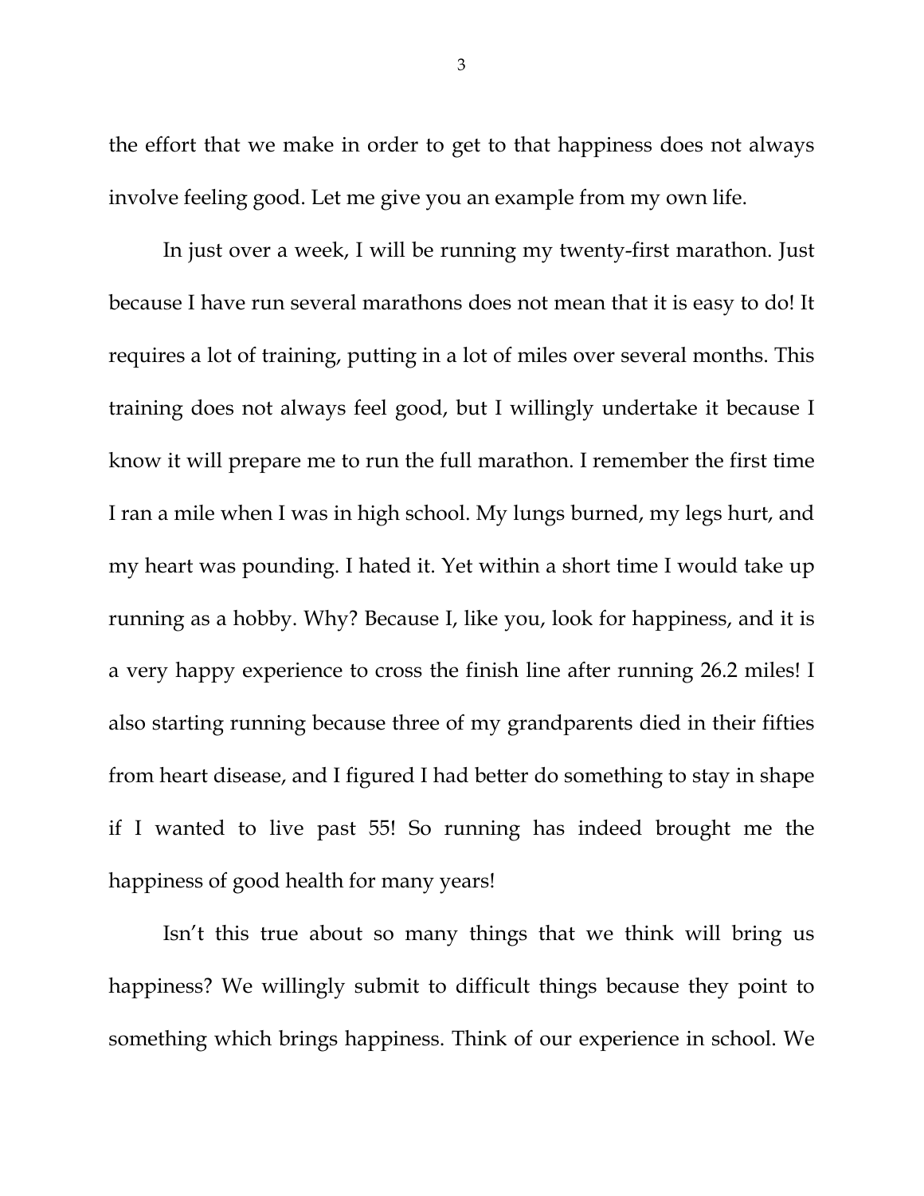the effort that we make in order to get to that happiness does not always involve feeling good. Let me give you an example from my own life.

In just over a week, I will be running my twenty-first marathon. Just because I have run several marathons does not mean that it is easy to do! It requires a lot of training, putting in a lot of miles over several months. This training does not always feel good, but I willingly undertake it because I know it will prepare me to run the full marathon. I remember the first time I ran a mile when I was in high school. My lungs burned, my legs hurt, and my heart was pounding. I hated it. Yet within a short time I would take up running as a hobby. Why? Because I, like you, look for happiness, and it is a very happy experience to cross the finish line after running 26.2 miles! I also starting running because three of my grandparents died in their fifties from heart disease, and I figured I had better do something to stay in shape if I wanted to live past 55! So running has indeed brought me the happiness of good health for many years!

Isn't this true about so many things that we think will bring us happiness? We willingly submit to difficult things because they point to something which brings happiness. Think of our experience in school. We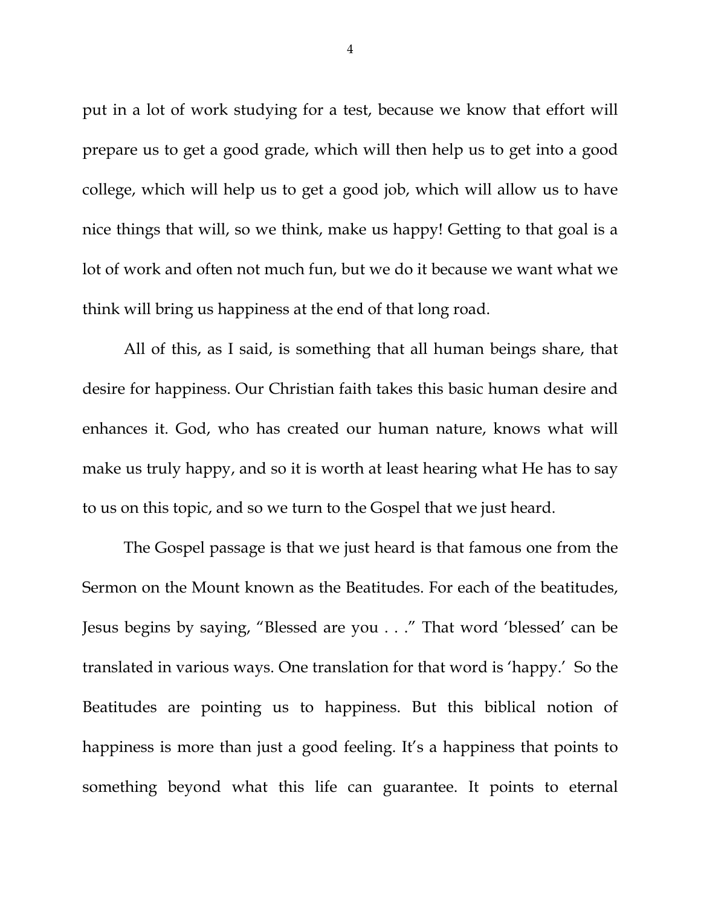put in a lot of work studying for a test, because we know that effort will prepare us to get a good grade, which will then help us to get into a good college, which will help us to get a good job, which will allow us to have nice things that will, so we think, make us happy! Getting to that goal is a lot of work and often not much fun, but we do it because we want what we think will bring us happiness at the end of that long road.

All of this, as I said, is something that all human beings share, that desire for happiness. Our Christian faith takes this basic human desire and enhances it. God, who has created our human nature, knows what will make us truly happy, and so it is worth at least hearing what He has to say to us on this topic, and so we turn to the Gospel that we just heard.

The Gospel passage is that we just heard is that famous one from the Sermon on the Mount known as the Beatitudes. For each of the beatitudes, Jesus begins by saying, "Blessed are you . . ." That word 'blessed' can be translated in various ways. One translation for that word is 'happy.' So the Beatitudes are pointing us to happiness. But this biblical notion of happiness is more than just a good feeling. It's a happiness that points to something beyond what this life can guarantee. It points to eternal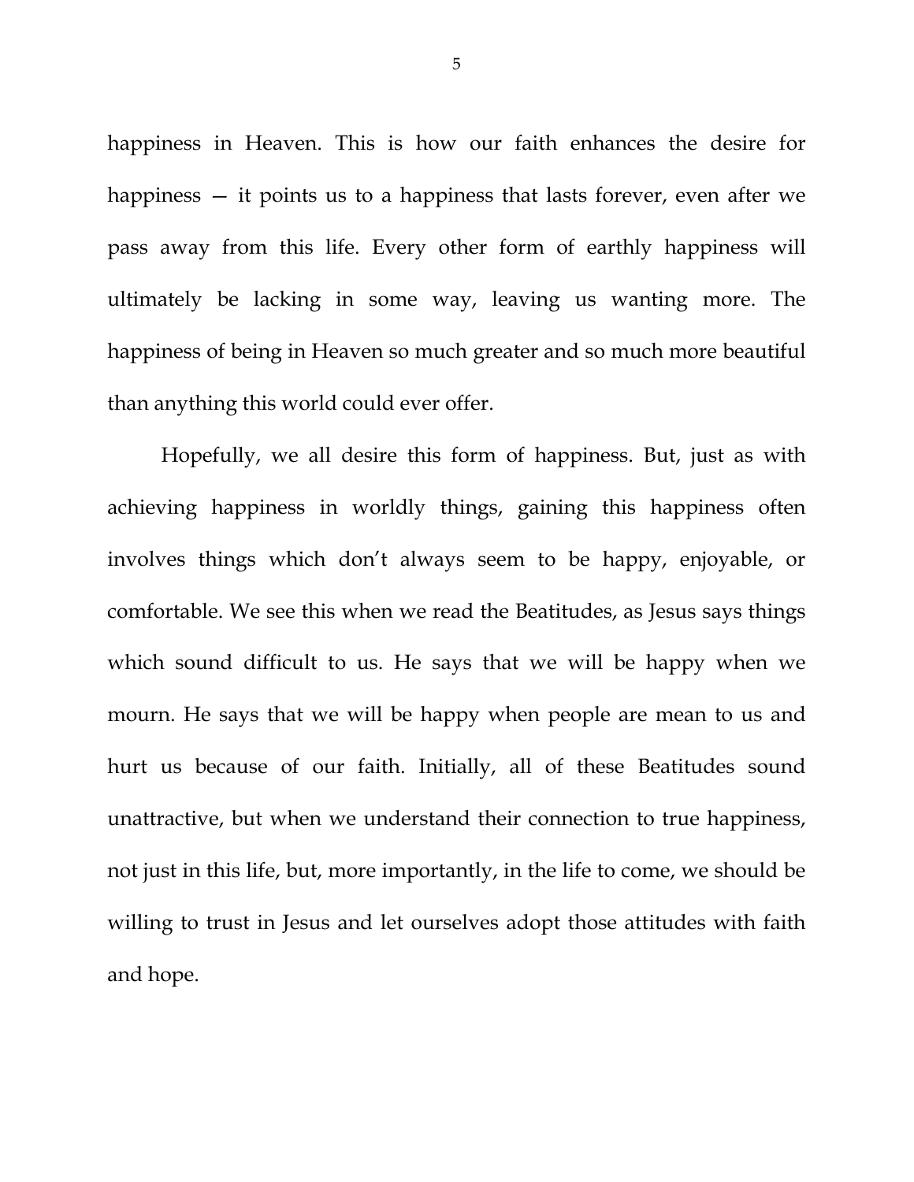happiness in Heaven. This is how our faith enhances the desire for happiness — it points us to a happiness that lasts forever, even after we pass away from this life. Every other form of earthly happiness will ultimately be lacking in some way, leaving us wanting more. The happiness of being in Heaven so much greater and so much more beautiful than anything this world could ever offer.

Hopefully, we all desire this form of happiness. But, just as with achieving happiness in worldly things, gaining this happiness often involves things which don't always seem to be happy, enjoyable, or comfortable. We see this when we read the Beatitudes, as Jesus says things which sound difficult to us. He says that we will be happy when we mourn. He says that we will be happy when people are mean to us and hurt us because of our faith. Initially, all of these Beatitudes sound unattractive, but when we understand their connection to true happiness, not just in this life, but, more importantly, in the life to come, we should be willing to trust in Jesus and let ourselves adopt those attitudes with faith and hope.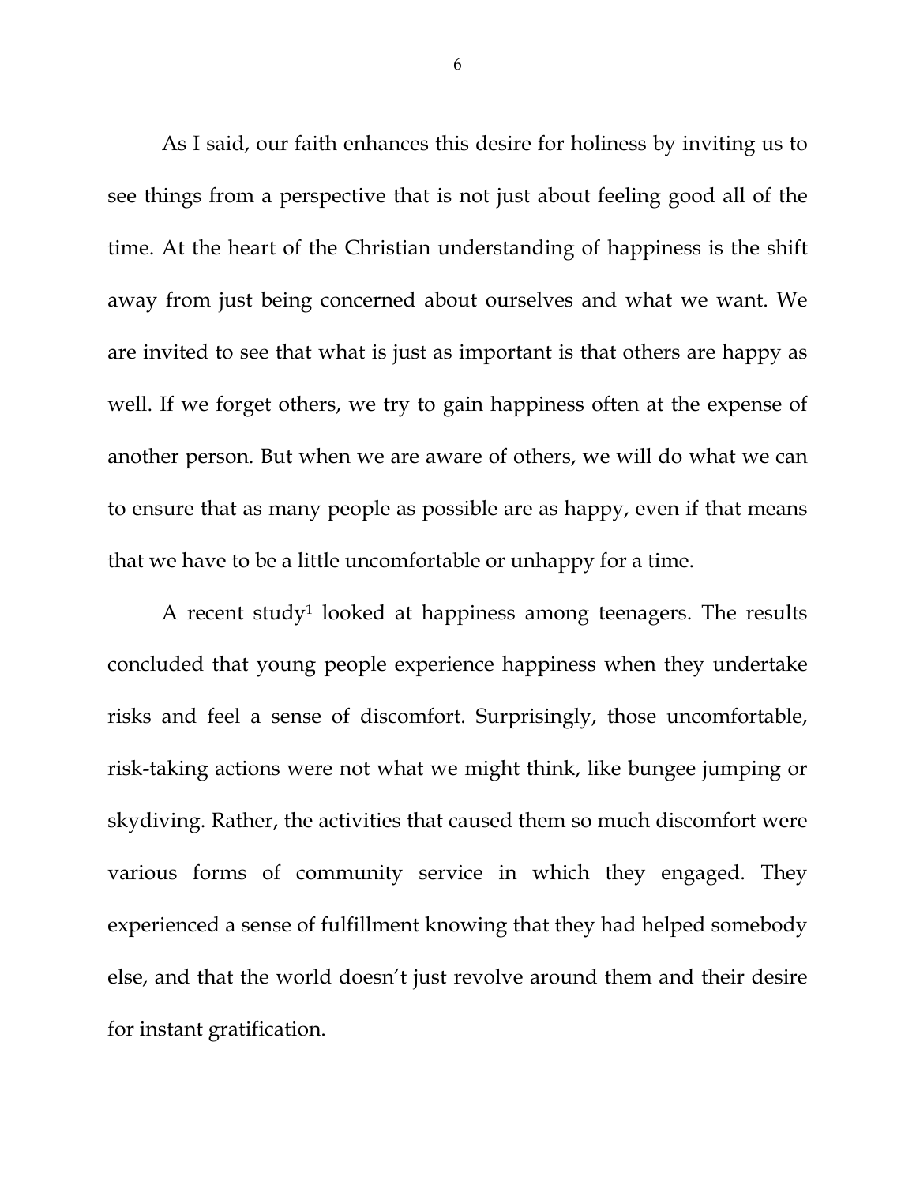As I said, our faith enhances this desire for holiness by inviting us to see things from a perspective that is not just about feeling good all of the time. At the heart of the Christian understanding of happiness is the shift away from just being concerned about ourselves and what we want. We are invited to see that what is just as important is that others are happy as well. If we forget others, we try to gain happiness often at the expense of another person. But when we are aware of others, we will do what we can to ensure that as many people as possible are as happy, even if that means that we have to be a little uncomfortable or unhappy for a time.

A recent study[1] looked at happiness among teenagers. The results concluded that young people experience happiness when they undertake risks and feel a sense of discomfort. Surprisingly, those uncomfortable, risk-taking actions were not what we might think, like bungee jumping or skydiving. Rather, the activities that caused them so much discomfort were various forms of community service in which they engaged. They experienced a sense of fulfillment knowing that they had helped somebody else, and that the world doesn't just revolve around them and their desire for instant gratification.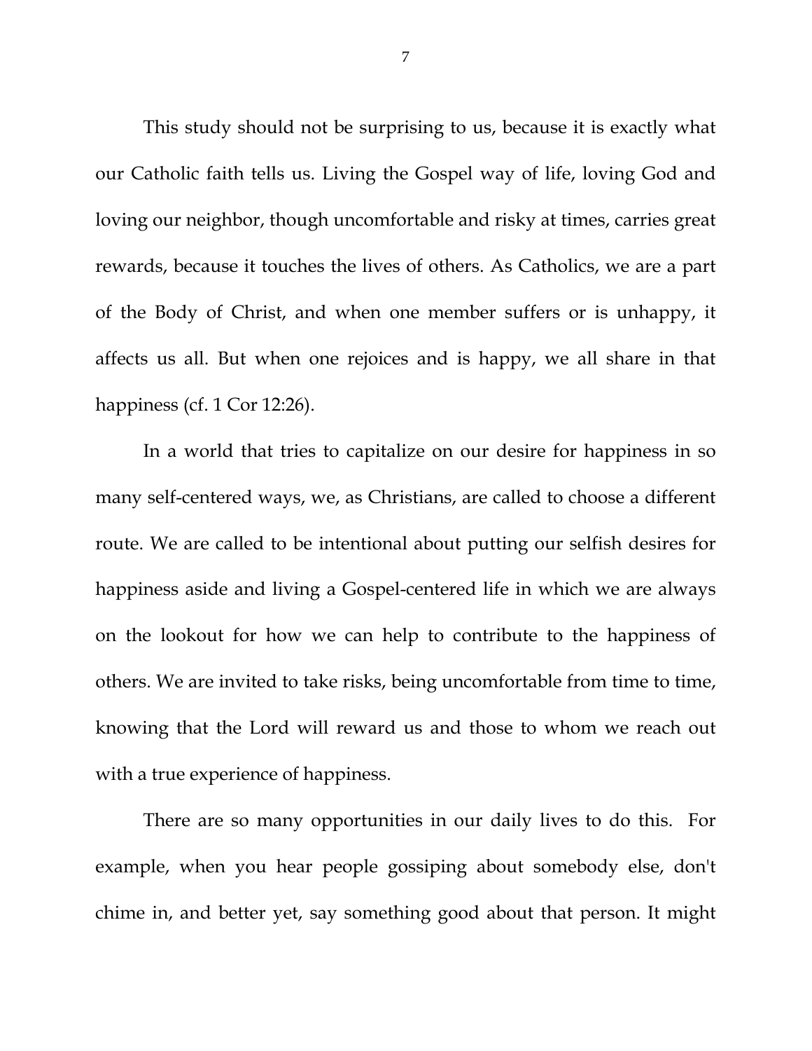This study should not be surprising to us, because it is exactly what our Catholic faith tells us. Living the Gospel way of life, loving God and loving our neighbor, though uncomfortable and risky at times, carries great rewards, because it touches the lives of others. As Catholics, we are a part of the Body of Christ, and when one member suffers or is unhappy, it affects us all. But when one rejoices and is happy, we all share in that happiness (cf. 1 Cor 12:26).

In a world that tries to capitalize on our desire for happiness in so many self-centered ways, we, as Christians, are called to choose a different route. We are called to be intentional about putting our selfish desires for happiness aside and living a Gospel-centered life in which we are always on the lookout for how we can help to contribute to the happiness of others. We are invited to take risks, being uncomfortable from time to time, knowing that the Lord will reward us and those to whom we reach out with a true experience of happiness.

There are so many opportunities in our daily lives to do this. For example, when you hear people gossiping about somebody else, don't chime in, and better yet, say something good about that person. It might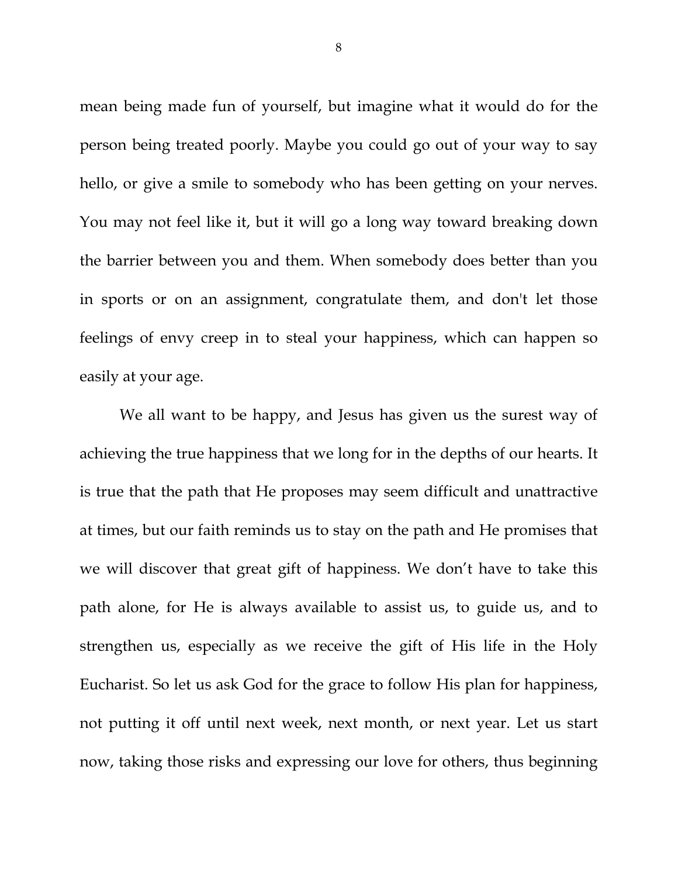mean being made fun of yourself, but imagine what it would do for the person being treated poorly. Maybe you could go out of your way to say hello, or give a smile to somebody who has been getting on your nerves. You may not feel like it, but it will go a long way toward breaking down the barrier between you and them. When somebody does better than you in sports or on an assignment, congratulate them, and don't let those feelings of envy creep in to steal your happiness, which can happen so easily at your age.

We all want to be happy, and Jesus has given us the surest way of achieving the true happiness that we long for in the depths of our hearts. It is true that the path that He proposes may seem difficult and unattractive at times, but our faith reminds us to stay on the path and He promises that we will discover that great gift of happiness. We don't have to take this path alone, for He is always available to assist us, to guide us, and to strengthen us, especially as we receive the gift of His life in the Holy Eucharist. So let us ask God for the grace to follow His plan for happiness, not putting it off until next week, next month, or next year. Let us start now, taking those risks and expressing our love for others, thus beginning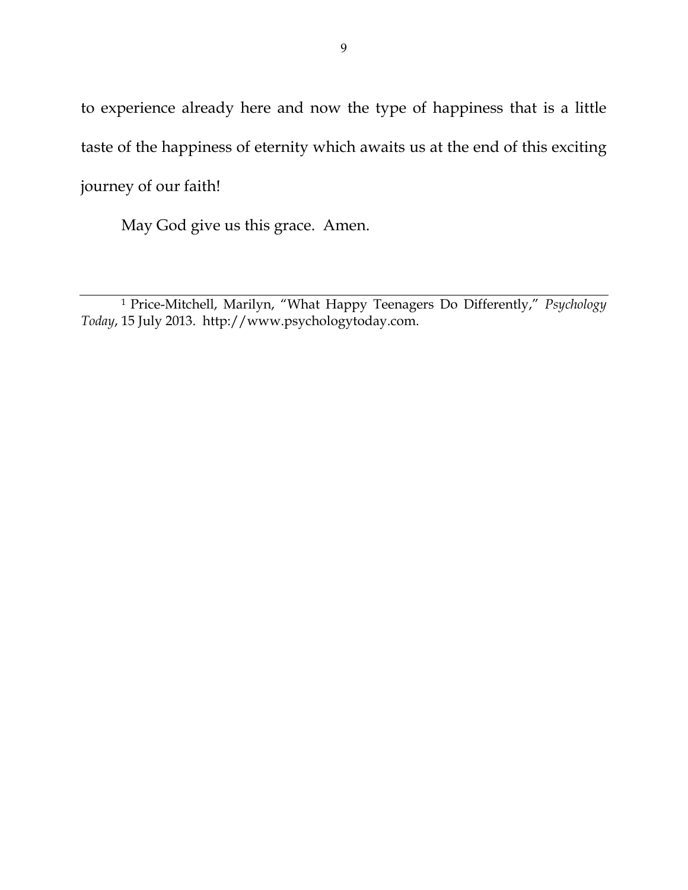to experience already here and now the type of happiness that is a little taste of the happiness of eternity which awaits us at the end of this exciting journey of our faith!

May God give us this grace. Amen.

---

[1] Price-Mitchell, Marilyn, "What Happy Teenagers Do Differently," *Psychology Today*, 15 July 2013. http://www.psychologytoday.com.